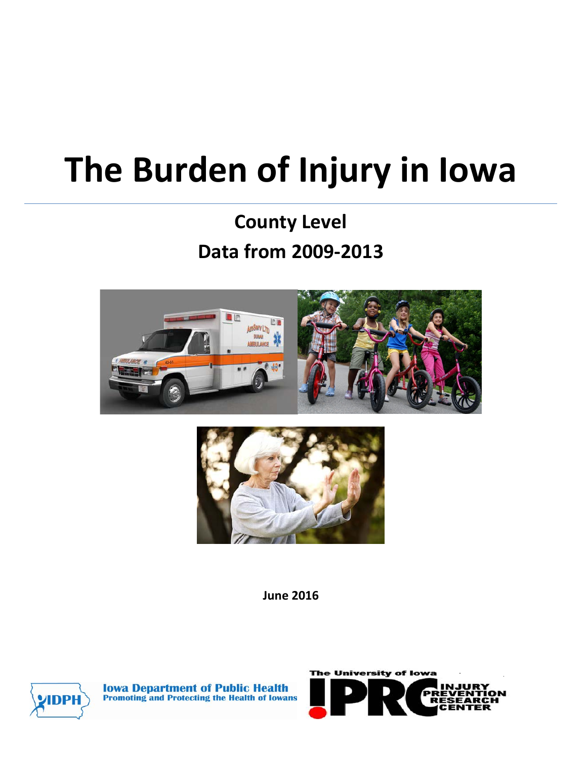# The Burden of Injury in Iowa

## County Level

## Data from 2009-2013

June 2016

Iowa Department of Public Health
Promoting and Protecting the Health of Iowans

The University of Iowa
IPRC
INJURY PREVENTION RESEARCH CENTER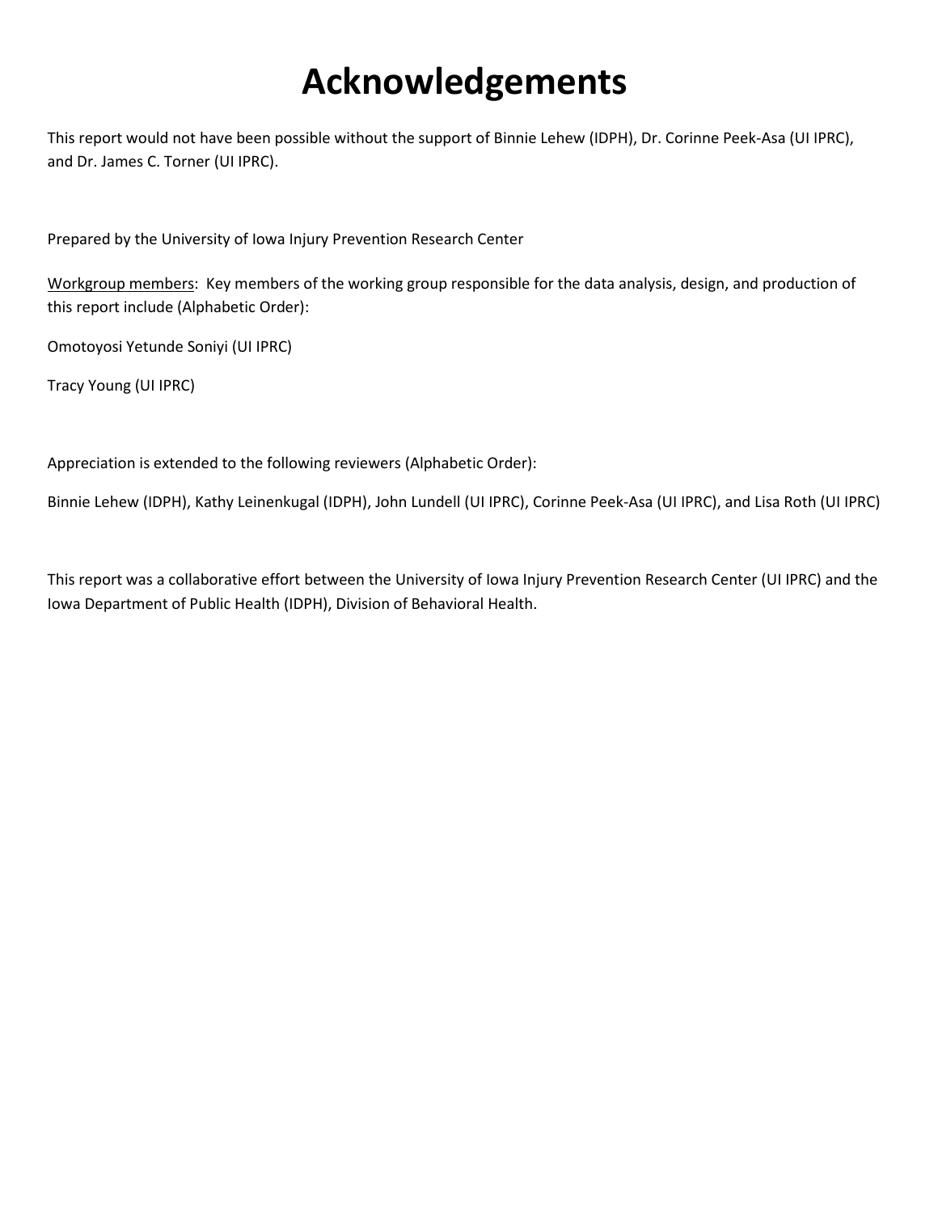# Acknowledgements

This report would not have been possible without the support of Binnie Lehew (IDPH), Dr. Corinne Peek-Asa (UI IPRC), and Dr. James C. Torner (UI IPRC).

Prepared by the University of Iowa Injury Prevention Research Center

Workgroup members: Key members of the working group responsible for the data analysis, design, and production of this report include (Alphabetic Order):

Omotoyosi Yetunde Soniyi (UI IPRC)

Tracy Young (UI IPRC)

Appreciation is extended to the following reviewers (Alphabetic Order):

Binnie Lehew (IDPH), Kathy Leinenkugal (IDPH), John Lundell (UI IPRC), Corinne Peek-Asa (UI IPRC), and Lisa Roth (UI IPRC)

This report was a collaborative effort between the University of Iowa Injury Prevention Research Center (UI IPRC) and the Iowa Department of Public Health (IDPH), Division of Behavioral Health.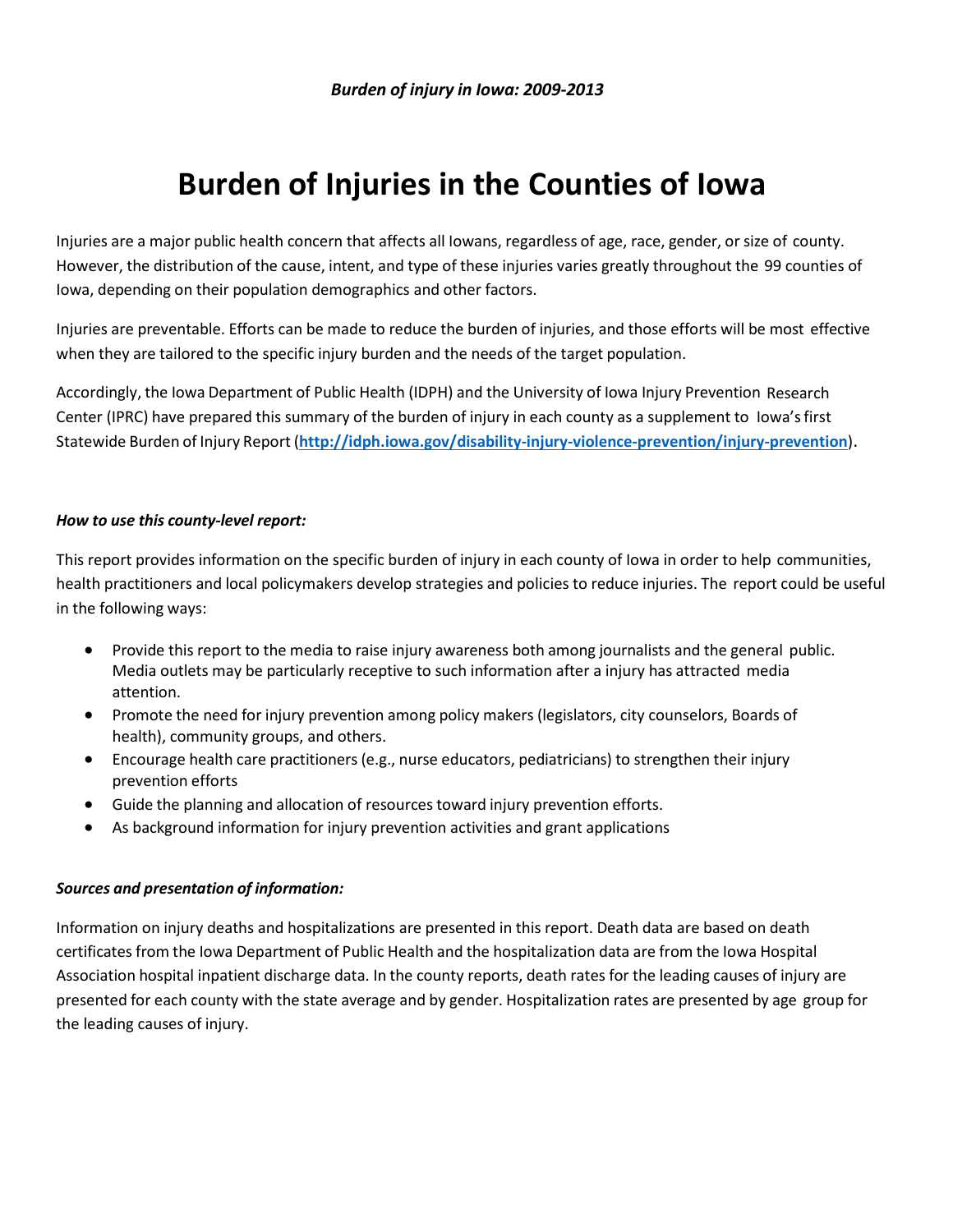# Burden of Injuries in the Counties of Iowa

Injuries are a major public health concern that affects all Iowans, regardless of age, race, gender, or size of county. However, the distribution of the cause, intent, and type of these injuries varies greatly throughout the 99 counties of Iowa, depending on their population demographics and other factors.

Injuries are preventable. Efforts can be made to reduce the burden of injuries, and those efforts will be most effective when they are tailored to the specific injury burden and the needs of the target population.

Accordingly, the Iowa Department of Public Health (IDPH) and the University of Iowa Injury Prevention Research Center (IPRC) have prepared this summary of the burden of injury in each county as a supplement to Iowa's first Statewide Burden of Injury Report (**http://idph.iowa.gov/disability-injury-violence-prevention/injury-prevention**).

***How to use this county-level report:***

This report provides information on the specific burden of injury in each county of Iowa in order to help communities, health practitioners and local policymakers develop strategies and policies to reduce injuries. The report could be useful in the following ways:

- Provide this report to the media to raise injury awareness both among journalists and the general public. Media outlets may be particularly receptive to such information after a injury has attracted media attention.
- Promote the need for injury prevention among policy makers (legislators, city counselors, Boards of health), community groups, and others.
- Encourage health care practitioners (e.g., nurse educators, pediatricians) to strengthen their injury prevention efforts
- Guide the planning and allocation of resources toward injury prevention efforts.
- As background information for injury prevention activities and grant applications

***Sources and presentation of information:***

Information on injury deaths and hospitalizations are presented in this report. Death data are based on death certificates from the Iowa Department of Public Health and the hospitalization data are from the Iowa Hospital Association hospital inpatient discharge data. In the county reports, death rates for the leading causes of injury are presented for each county with the state average and by gender. Hospitalization rates are presented by age group for the leading causes of injury.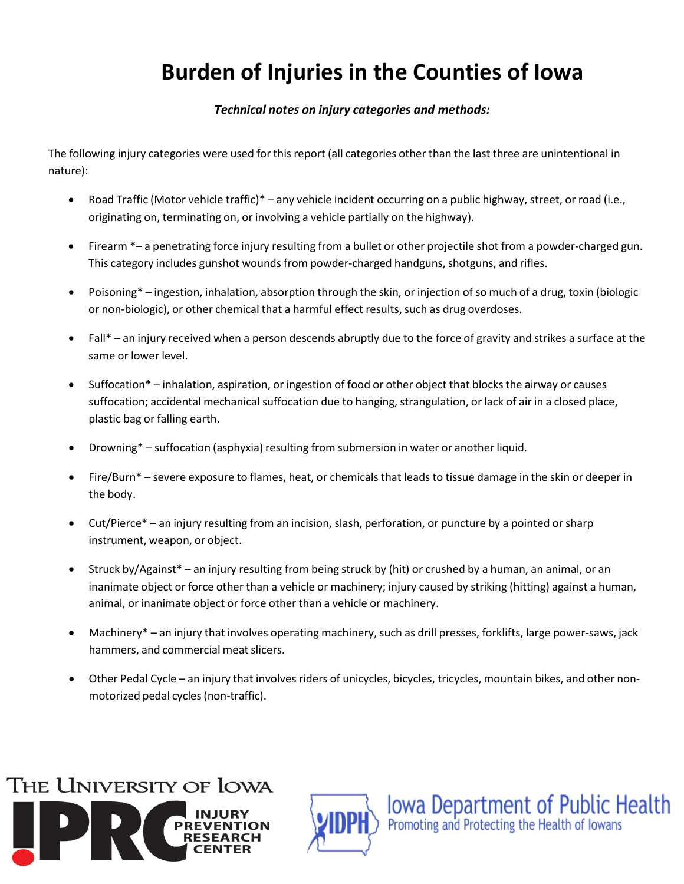# Burden of Injuries in the Counties of Iowa

***Technical notes on injury categories and methods:***

The following injury categories were used for this report (all categories other than the last three are unintentional in nature):

- Road Traffic (Motor vehicle traffic)* – any vehicle incident occurring on a public highway, street, or road (i.e., originating on, terminating on, or involving a vehicle partially on the highway).
- Firearm *– a penetrating force injury resulting from a bullet or other projectile shot from a powder-charged gun. This category includes gunshot wounds from powder-charged handguns, shotguns, and rifles.
- Poisoning* – ingestion, inhalation, absorption through the skin, or injection of so much of a drug, toxin (biologic or non-biologic), or other chemical that a harmful effect results, such as drug overdoses.
- Fall* – an injury received when a person descends abruptly due to the force of gravity and strikes a surface at the same or lower level.
- Suffocation* – inhalation, aspiration, or ingestion of food or other object that blocks the airway or causes suffocation; accidental mechanical suffocation due to hanging, strangulation, or lack of air in a closed place, plastic bag or falling earth.
- Drowning* – suffocation (asphyxia) resulting from submersion in water or another liquid.
- Fire/Burn* – severe exposure to flames, heat, or chemicals that leads to tissue damage in the skin or deeper in the body.
- Cut/Pierce* – an injury resulting from an incision, slash, perforation, or puncture by a pointed or sharp instrument, weapon, or object.
- Struck by/Against* – an injury resulting from being struck by (hit) or crushed by a human, an animal, or an inanimate object or force other than a vehicle or machinery; injury caused by striking (hitting) against a human, animal, or inanimate object or force other than a vehicle or machinery.
- Machinery* – an injury that involves operating machinery, such as drill presses, forklifts, large power-saws, jack hammers, and commercial meat slicers.
- Other Pedal Cycle – an injury that involves riders of unicycles, bicycles, tricycles, mountain bikes, and other non-motorized pedal cycles (non-traffic).

THE UNIVERSITY OF IOWA INJURY PREVENTION RESEARCH CENTER

Iowa Department of Public Health
Promoting and Protecting the Health of Iowans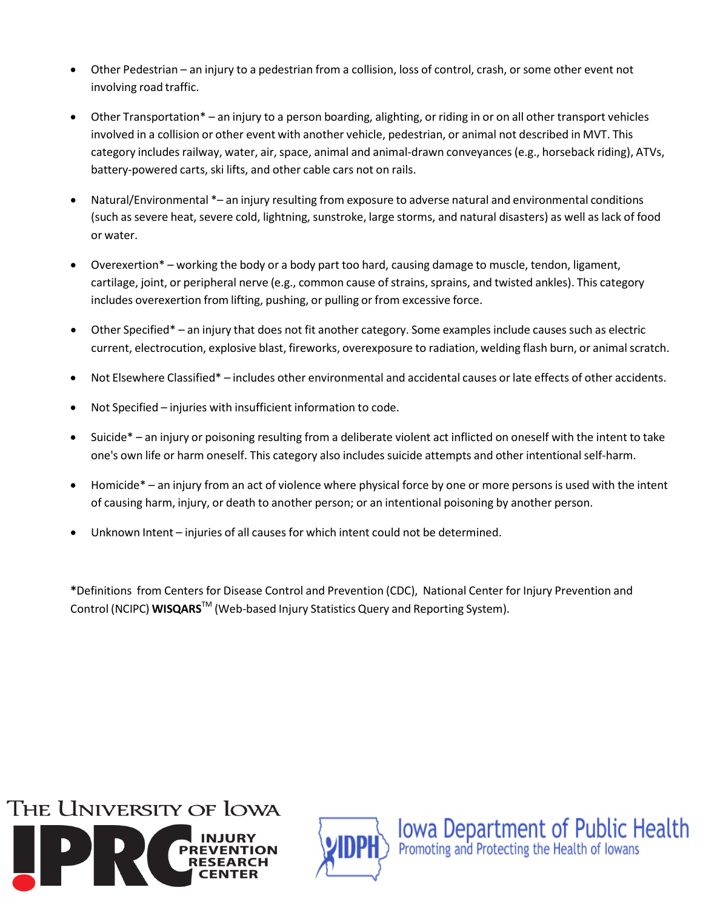- Other Pedestrian – an injury to a pedestrian from a collision, loss of control, crash, or some other event not involving road traffic.

- Other Transportation* – an injury to a person boarding, alighting, or riding in or on all other transport vehicles involved in a collision or other event with another vehicle, pedestrian, or animal not described in MVT. This category includes railway, water, air, space, animal and animal-drawn conveyances (e.g., horseback riding), ATVs, battery-powered carts, ski lifts, and other cable cars not on rails.

- Natural/Environmental *– an injury resulting from exposure to adverse natural and environmental conditions (such as severe heat, severe cold, lightning, sunstroke, large storms, and natural disasters) as well as lack of food or water.

- Overexertion* – working the body or a body part too hard, causing damage to muscle, tendon, ligament, cartilage, joint, or peripheral nerve (e.g., common cause of strains, sprains, and twisted ankles). This category includes overexertion from lifting, pushing, or pulling or from excessive force.

- Other Specified* – an injury that does not fit another category. Some examples include causes such as electric current, electrocution, explosive blast, fireworks, overexposure to radiation, welding flash burn, or animal scratch.

- Not Elsewhere Classified* – includes other environmental and accidental causes or late effects of other accidents.

- Not Specified – injuries with insufficient information to code.

- Suicide* – an injury or poisoning resulting from a deliberate violent act inflicted on oneself with the intent to take one's own life or harm oneself. This category also includes suicide attempts and other intentional self-harm.

- Homicide* – an injury from an act of violence where physical force by one or more persons is used with the intent of causing harm, injury, or death to another person; or an intentional poisoning by another person.

- Unknown Intent – injuries of all causes for which intent could not be determined.

**\***Definitions from Centers for Disease Control and Prevention (CDC), National Center for Injury Prevention and Control (NCIPC) **WISQARS**™ (Web-based Injury Statistics Query and Reporting System).

The University of Iowa IPRC Injury Prevention Research Center

IDPH Iowa Department of Public Health – Promoting and Protecting the Health of Iowans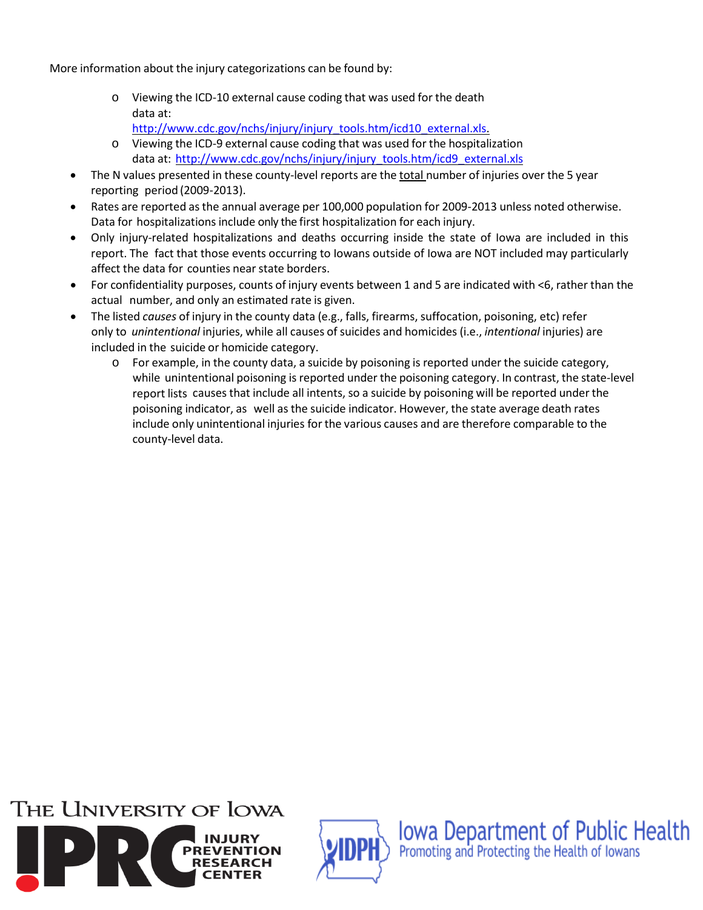More information about the injury categorizations can be found by:

- Viewing the ICD-10 external cause coding that was used for the death data at: http://www.cdc.gov/nchs/injury/injury_tools.htm/icd10_external.xls.
- Viewing the ICD-9 external cause coding that was used for the hospitalization data at: http://www.cdc.gov/nchs/injury/injury_tools.htm/icd9_external.xls

- The N values presented in these county-level reports are the total number of injuries over the 5 year reporting period (2009-2013).
- Rates are reported as the annual average per 100,000 population for 2009-2013 unless noted otherwise. Data for hospitalizations include only the first hospitalization for each injury.
- Only injury-related hospitalizations and deaths occurring inside the state of Iowa are included in this report. The fact that those events occurring to Iowans outside of Iowa are NOT included may particularly affect the data for counties near state borders.
- For confidentiality purposes, counts of injury events between 1 and 5 are indicated with <6, rather than the actual number, and only an estimated rate is given.
- The listed *causes* of injury in the county data (e.g., falls, firearms, suffocation, poisoning, etc) refer only to *unintentional* injuries, while all causes of suicides and homicides (i.e., *intentional* injuries) are included in the suicide or homicide category.
  - For example, in the county data, a suicide by poisoning is reported under the suicide category, while unintentional poisoning is reported under the poisoning category. In contrast, the state-level report lists causes that include all intents, so a suicide by poisoning will be reported under the poisoning indicator, as well as the suicide indicator. However, the state average death rates include only unintentional injuries for the various causes and are therefore comparable to the county-level data.

THE UNIVERSITY OF IOWA
IPRC INJURY PREVENTION RESEARCH CENTER

IDPH Iowa Department of Public Health
Promoting and Protecting the Health of Iowans